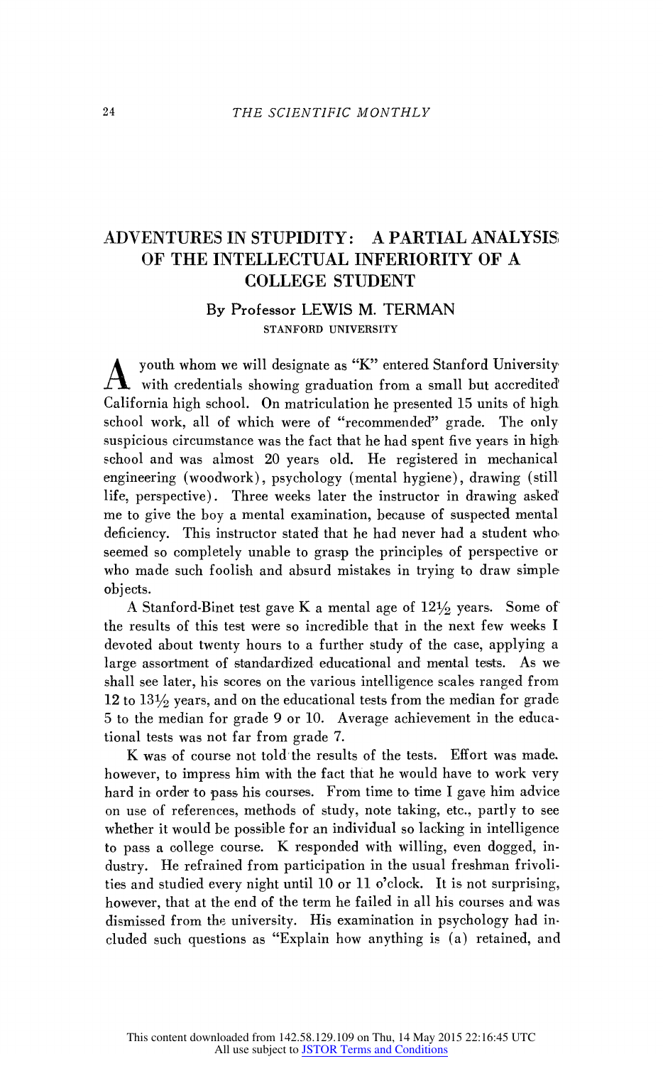# ADVENTURES IN STUPIDITY: A PARTIAL ANALYSIS OF THE INTELLECTUAL INFERIORITY OF A COLLEGE STUDENT

By Professor LEWIS M. TERMAN

STANFORD UNIVERSITY

A youth whom we will designate as "K" entered Stanford University with credentials showing graduation from a small but accredited California high school. On matriculation he presented 15 units of high school work, all of which were of "recommended" grade. The only suspicious circumstance was the fact that he had spent five years in high school and was almost 20 years old. He registered in mechanical engineering (woodwork), psychology (mental hygiene), drawing (still life, perspective). Three weeks later the instructor in drawing asked me to give the boy a mental examination, because of suspected mental deficiency. This instructor stated that he had never had a student who seemed so completely unable to grasp the principles of perspective or who made such foolish and absurd mistakes in trying to draw simple objects.

A Stanford-Binet test gave K a mental age of 12½ years. Some of the results of this test were so incredible that in the next few weeks I devoted about twenty hours to a further study of the case, applying a large assortment of standardized educational and mental tests. As we shall see later, his scores on the various intelligence scales ranged from 12 to 13½ years, and on the educational tests from the median for grade 5 to the median for grade 9 or 10. Average achievement in the educational tests was not far from grade 7.

K was of course not told the results of the tests. Effort was made, however, to impress him with the fact that he would have to work very hard in order to pass his courses. From time to time I gave him advice on use of references, methods of study, note taking, etc., partly to see whether it would be possible for an individual so lacking in intelligence to pass a college course. K responded with willing, even dogged, industry. He refrained from participation in the usual freshman frivolities and studied every night until 10 or 11 o'clock. It is not surprising, however, that at the end of the term he failed in all his courses and was dismissed from the university. His examination in psychology had included such questions as "Explain how anything is (a) retained, and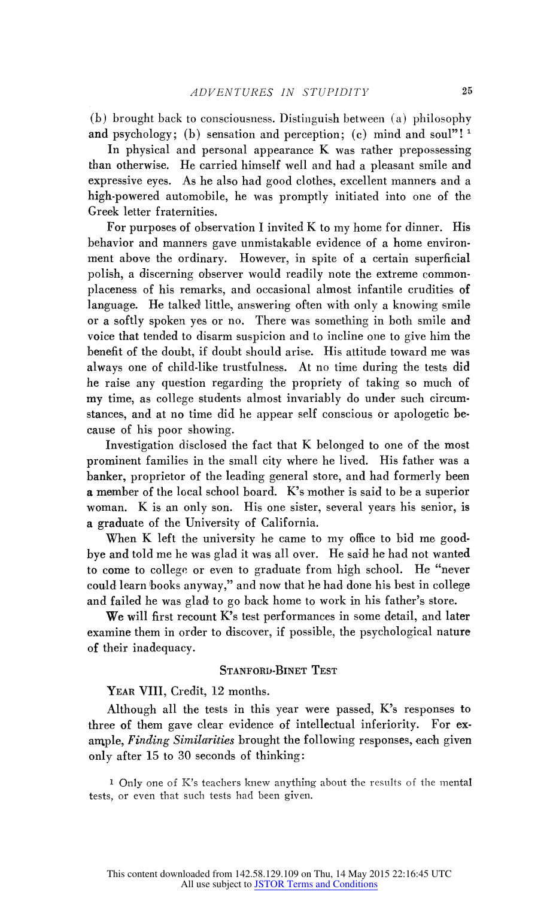(b) brought back to consciousness. Distinguish between (a) philosophy and psychology; (b) sensation and perception; (c) mind and soul"! [1]

In physical and personal appearance K was rather prepossessing than otherwise. He carried himself well and had a pleasant smile and expressive eyes. As he also had good clothes, excellent manners and a high-powered automobile, he was promptly initiated into one of the Greek letter fraternities.

For purposes of observation I invited K to my home for dinner. His behavior and manners gave unmistakable evidence of a home environment above the ordinary. However, in spite of a certain superficial polish, a discerning observer would readily note the extreme commonplaceness of his remarks, and occasional almost infantile crudities of language. He talked little, answering often with only a knowing smile or a softly spoken yes or no. There was something in both smile and voice that tended to disarm suspicion and to incline one to give him the benefit of the doubt, if doubt should arise. His attitude toward me was always one of child-like trustfulness. At no time during the tests did he raise any question regarding the propriety of taking so much of my time, as college students almost invariably do under such circumstances, and at no time did he appear self conscious or apologetic because of his poor showing.

Investigation disclosed the fact that K belonged to one of the most prominent families in the small city where he lived. His father was a banker, proprietor of the leading general store, and had formerly been a member of the local school board. K's mother is said to be a superior woman. K is an only son. His one sister, several years his senior, is a graduate of the University of California.

When K left the university he came to my office to bid me goodbye and told me he was glad it was all over. He said he had not wanted to come to college or even to graduate from high school. He "never could learn books anyway," and now that he had done his best in college and failed he was glad to go back home to work in his father's store.

We will first recount K's test performances in some detail, and later examine them in order to discover, if possible, the psychological nature of their inadequacy.

### Stanford-Binet Test

Year VIII, Credit, 12 months.

Although all the tests in this year were passed, K's responses to three of them gave clear evidence of intellectual inferiority. For example, *Finding Similarities* brought the following responses, each given only after 15 to 30 seconds of thinking:

[1] Only one of K's teachers knew anything about the results of the mental tests, or even that such tests had been given.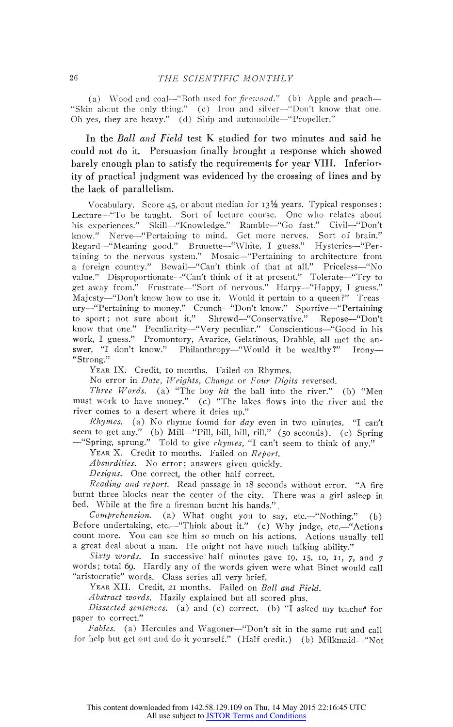(a) Wood and coal—"Both used for *firewood*." (b) Apple and peach—"Skin about the only thing." (c) Iron and silver—"Don't know that one. Oh yes, they are heavy." (d) Ship and automobile—"Propeller."

In the *Ball and Field* test K studied for two minutes and said he could not do it. Persuasion finally brought a response which showed barely enough plan to satisfy the requirements for year VIII. Inferiority of practical judgment was evidenced by the crossing of lines and by the lack of parallelism.

Vocabulary. Score 45, or about median for 13½ years. Typical responses: Lecture—"To be taught. Sort of lecture course. One who relates about his experiences." Skill—"Knowledge." Ramble—"Go fast." Civil—"Don't know." Nerve—"Pertaining to mind. Get more nerves. Sort of brain." Regard—"Meaning good." Brunette—"White, I guess." Hysterics—"Pertaining to the nervous system." Mosaic—"Pertaining to architecture from a foreign country." Bewail—"Can't think of that at all." Priceless—"No value." Disproportionate—"Can't think of it at present." Tolerate—"Try to get away from." Frustrate—"Sort of nervous." Harpy—"Happy, I guess." Majesty—"Don't know how to use it. Would it pertain to a queen?" Treasury—"Pertaining to money." Crunch—"Don't know." Sportive—"Pertaining to sport; not sure about it." Shrewd—"Conservative." Repose—"Don't know that one." Peculiarity—"Very peculiar." Conscientious—"Good in his work, I guess." Promontory, Avarice, Gelatinous, Drabble, all met the answer, "I don't know." Philanthropy—"Would it be wealthy?" Irony—"Strong."

YEAR IX. Credit, 10 months. Failed on Rhymes.

No error in *Date, Weights, Change* or *Four Digits* reversed.

*Three Words.* (a) "The boy *hit* the ball into the river." (b) "Men must work to have money." (c) "The lakes flows into the river and the river comes to a desert where it dries up."

*Rhymes.* (a) No rhyme found for *day* even in two minutes. "I can't seem to get any." (b) Mill—"Pill, bill, hill, rill." (50 seconds). (c) Spring—"Spring, sprung." Told to give *rhymes*, "I can't seem to think of any."

YEAR X. Credit 10 months. Failed on *Report*.

*Absurdities.* No error; answers given quickly.

*Designs.* One correct, the other half correct.

*Reading and report.* Read passage in 18 seconds without error. "A fire burnt three blocks near the center of the city. There was a girl asleep in bed. While at the fire a fireman burnt his hands."

*Comprehension.* (a) What ought you to say, etc.—"Nothing." (b) Before undertaking, etc.—"Think about it." (c) Why judge, etc.—"Actions count more. You can see him so much on his actions. Actions usually tell a great deal about a man. He might not have much talking ability."

*Sixty words.* In successive half minutes gave 19, 15, 10, 11, 7, and 7 words; total 69. Hardly any of the words given were what Binet would call "aristocratic" words. Class series all very brief.

YEAR XII. Credit, 21 months. Failed on *Ball and Field*.

*Abstract words.* Hazily explained but all scored plus.

*Dissected sentences.* (a) and (c) correct. (b) "I asked my teacher for paper to correct."

*Fables.* (a) Hercules and Wagoner—"Don't sit in the same rut and call for help but get out and do it yourself." (Half credit.) (b) Milkmaid—"Not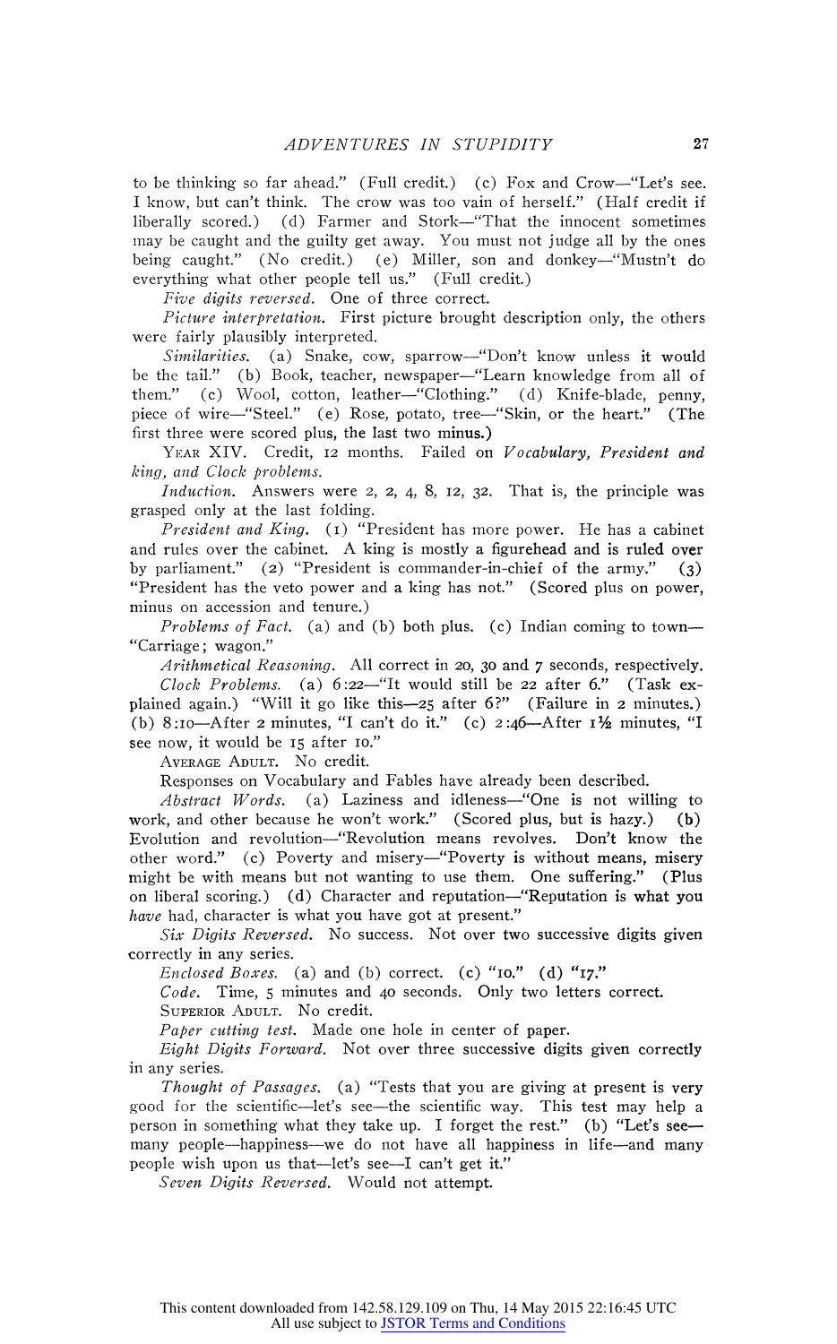to be thinking so far ahead." (Full credit.) (c) Fox and Crow—"Let's see. I know, but can't think. The crow was too vain of herself." (Half credit if liberally scored.) (d) Farmer and Stork—"That the innocent sometimes may be caught and the guilty get away. You must not judge all by the ones being caught." (No credit.) (e) Miller, son and donkey—"Mustn't do everything what other people tell us." (Full credit.)

*Five digits reversed.* One of three correct.

*Picture interpretation.* First picture brought description only, the others were fairly plausibly interpreted.

*Similarities.* (a) Snake, cow, sparrow—"Don't know unless it would be the tail." (b) Book, teacher, newspaper—"Learn knowledge from all of them." (c) Wool, cotton, leather—"Clothing." (d) Knife-blade, penny, piece of wire—"Steel." (e) Rose, potato, tree—"Skin, or the heart." (The first three were scored plus, the last two minus.)

YEAR XIV. Credit, 12 months. Failed on *Vocabulary, President and king, and Clock problems.*

*Induction.* Answers were 2, 2, 4, 8, 12, 32. That is, the principle was grasped only at the last folding.

*President and King.* (1) "President has more power. He has a cabinet and rules over the cabinet. A king is mostly a figurehead and is ruled over by parliament." (2) "President is commander-in-chief of the army." (3) "President has the veto power and a king has not." (Scored plus on power, minus on accession and tenure.)

*Problems of Fact.* (a) and (b) both plus. (c) Indian coming to town—"Carriage; wagon."

*Arithmetical Reasoning.* All correct in 20, 30 and 7 seconds, respectively.

*Clock Problems.* (a) 6:22—"It would still be 22 after 6." (Task explained again.) "Will it go like this—25 after 6?" (Failure in 2 minutes.) (b) 8:10—After 2 minutes, "I can't do it." (c) 2:46—After 1½ minutes, "I see now, it would be 15 after 10."

AVERAGE ADULT. No credit.

Responses on Vocabulary and Fables have already been described.

*Abstract Words.* (a) Laziness and idleness—"One is not willing to work, and other because he won't work." (Scored plus, but is hazy.) (b) Evolution and revolution—"Revolution means revolves. Don't know the other word." (c) Poverty and misery—"Poverty is without means, misery might be with means but not wanting to use them. One suffering." (Plus on liberal scoring.) (d) Character and reputation—"Reputation is what you *have* had, character is what you have got at present."

*Six Digits Reversed.* No success. Not over two successive digits given correctly in any series.

*Enclosed Boxes.* (a) and (b) correct. (c) "10." (d) "17."

*Code.* Time, 5 minutes and 40 seconds. Only two letters correct.

SUPERIOR ADULT. No credit.

*Paper cutting test.* Made one hole in center of paper.

*Eight Digits Forward.* Not over three successive digits given correctly in any series.

*Thought of Passages.* (a) "Tests that you are giving at present is very good for the scientific—let's see—the scientific way. This test may help a person in something what they take up. I forget the rest." (b) "Let's see—many people—happiness—we do not have all happiness in life—and many people wish upon us that—let's see—I can't get it."

*Seven Digits Reversed.* Would not attempt.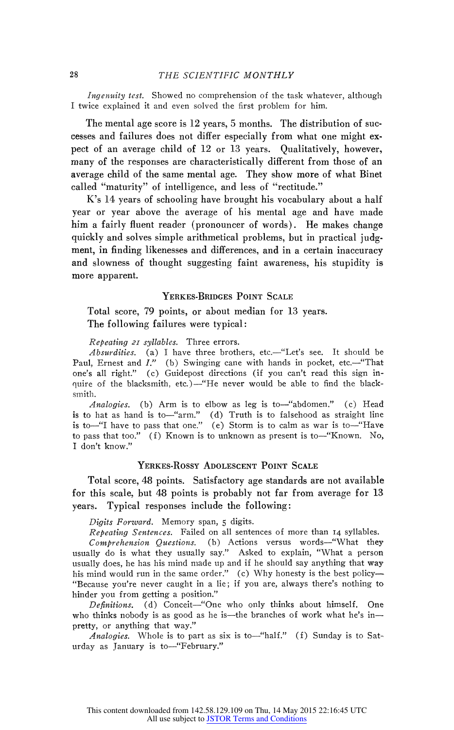*Ingenuity test.* Showed no comprehension of the task whatever, although I twice explained it and even solved the first problem for him.

The mental age score is 12 years, 5 months. The distribution of successes and failures does not differ especially from what one might expect of an average child of 12 or 13 years. Qualitatively, however, many of the responses are characteristically different from those of an average child of the same mental age. They show more of what Binet called "maturity" of intelligence, and less of "rectitude."

K's 14 years of schooling have brought his vocabulary about a half year or year above the average of his mental age and have made him a fairly fluent reader (pronouncer of words). He makes change quickly and solves simple arithmetical problems, but in practical judgment, in finding likenesses and differences, and in a certain inaccuracy and slowness of thought suggesting faint awareness, his stupidity is more apparent.

### Yerkes-Bridges Point Scale

Total score, 79 points, or about median for 13 years.

The following failures were typical:

*Repeating 21 syllables.* Three errors.

*Absurdities.* (a) I have three brothers, etc.—"Let's see. It should be Paul, Ernest and *I*." (b) Swinging cane with hands in pocket, etc.—"That one's all right." (c) Guidepost directions (if you can't read this sign inquire of the blacksmith, etc.)—"He never would be able to find the blacksmith.

*Analogies.* (b) Arm is to elbow as leg is to—"abdomen." (c) Head is to hat as hand is to—"arm." (d) Truth is to falsehood as straight line is to—"I have to pass that one." (e) Storm is to calm as war is to—"Have to pass that too." (f) Known is to unknown as present is to—"Known. No, I don't know."

### Yerkes-Rossy Adolescent Point Scale

Total score, 48 points. Satisfactory age standards are not available for this scale, but 48 points is probably not far from average for 13 years. Typical responses include the following:

*Digits Forward.* Memory span, 5 digits.

*Repeating Sentences.* Failed on all sentences of more than 14 syllables.

*Comprehension Questions.* (b) Actions versus words—"What they usually do is what they usually say." Asked to explain, "What a person usually does, he has his mind made up and if he should say anything that way his mind would run in the same order." (c) Why honesty is the best policy—"Because you're never caught in a lie; if you are, always there's nothing to hinder you from getting a position."

*Definitions.* (d) Conceit—"One who only thinks about himself. One who thinks nobody is as good as he is—the branches of work what he's in—pretty, or anything that way."

*Analogies.* Whole is to part as six is to—"half." (f) Sunday is to Saturday as January is to—"February."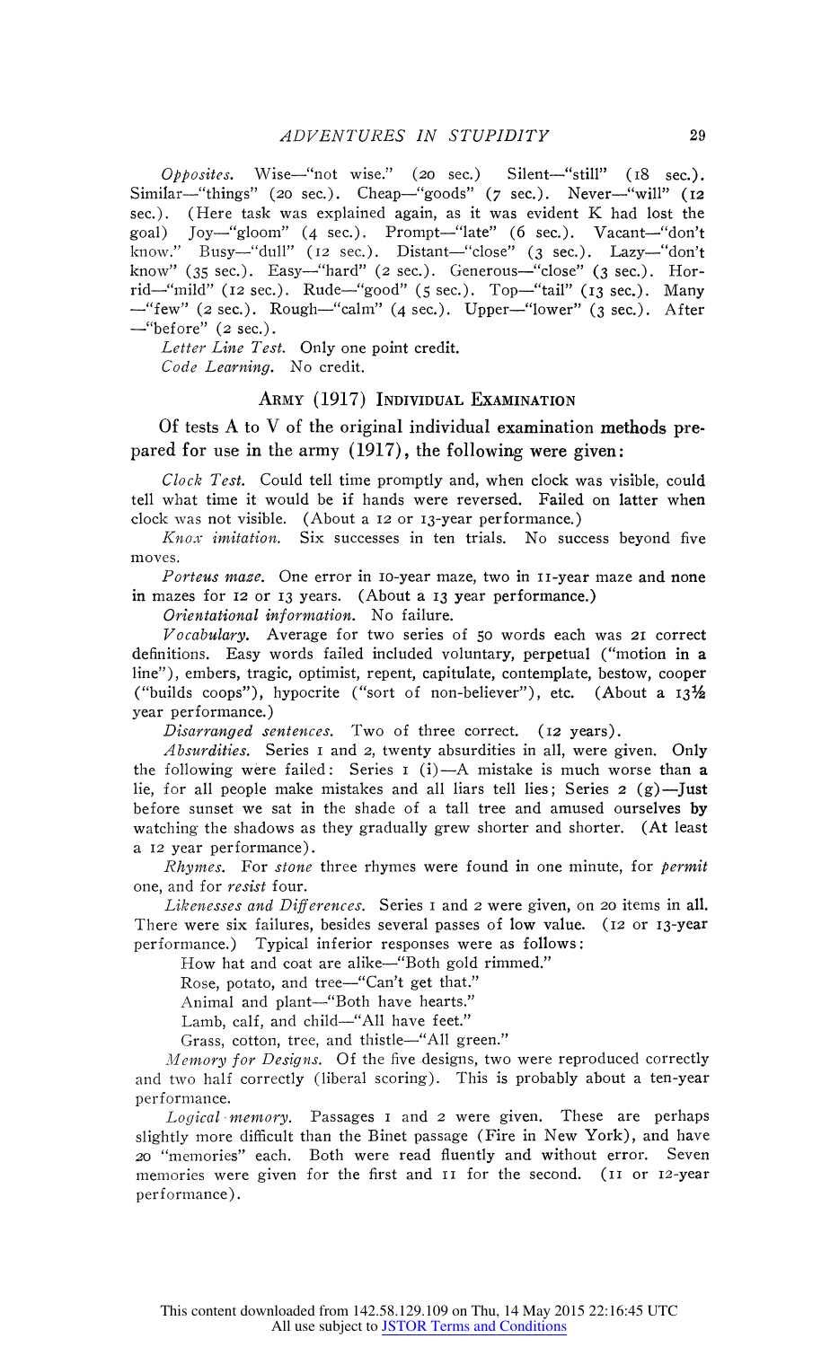*Opposites.* Wise—"not wise." (20 sec.) Silent—"still" (18 sec.). Similar—"things" (20 sec.). Cheap—"goods" (7 sec.). Never—"will" (12 sec.). (Here task was explained again, as it was evident K had lost the goal) Joy—"gloom" (4 sec.). Prompt—"late" (6 sec.). Vacant—"don't know." Busy—"dull" (12 sec.). Distant—"close" (3 sec.). Lazy—"don't know" (35 sec.). Easy—"hard" (2 sec.). Generous—"close" (3 sec.). Horrid—"mild" (12 sec.). Rude—"good" (5 sec.). Top—"tail" (13 sec.). Many—"few" (2 sec.). Rough—"calm" (4 sec.). Upper—"lower" (3 sec.). After—"before" (2 sec.).

*Letter Line Test.* Only one point credit.

*Code Learning.* No credit.

## Army (1917) Individual Examination

Of tests A to V of the original individual examination methods prepared for use in the army (1917), the following were given:

*Clock Test.* Could tell time promptly and, when clock was visible, could tell what time it would be if hands were reversed. Failed on latter when clock was not visible. (About a 12 or 13-year performance.)

*Knox imitation.* Six successes in ten trials. No success beyond five moves.

*Porteus maze.* One error in 10-year maze, two in 11-year maze and none in mazes for 12 or 13 years. (About a 13 year performance.)

*Orientational information.* No failure.

*Vocabulary.* Average for two series of 50 words each was 21 correct definitions. Easy words failed included voluntary, perpetual ("motion in a line"), embers, tragic, optimist, repent, capitulate, contemplate, bestow, cooper ("builds coops"), hypocrite ("sort of non-believer"), etc. (About a 13½ year performance.)

*Disarranged sentences.* Two of three correct. (12 years).

*Absurdities.* Series 1 and 2, twenty absurdities in all, were given. Only the following were failed: Series 1 (i)—A mistake is much worse than a lie, for all people make mistakes and all liars tell lies; Series 2 (g)—Just before sunset we sat in the shade of a tall tree and amused ourselves by watching the shadows as they gradually grew shorter and shorter. (At least a 12 year performance).

*Rhymes.* For *stone* three rhymes were found in one minute, for *permit* one, and for *resist* four.

*Likenesses and Differences.* Series 1 and 2 were given, on 20 items in all. There were six failures, besides several passes of low value. (12 or 13-year performance.) Typical inferior responses were as follows:

How hat and coat are alike—"Both gold rimmed."

Rose, potato, and tree—"Can't get that."

Animal and plant—"Both have hearts."

Lamb, calf, and child—"All have feet."

Grass, cotton, tree, and thistle—"All green."

*Memory for Designs.* Of the five designs, two were reproduced correctly and two half correctly (liberal scoring). This is probably about a ten-year performance.

*Logical memory.* Passages 1 and 2 were given. These are perhaps slightly more difficult than the Binet passage (Fire in New York), and have 20 "memories" each. Both were read fluently and without error. Seven memories were given for the first and 11 for the second. (11 or 12-year performance).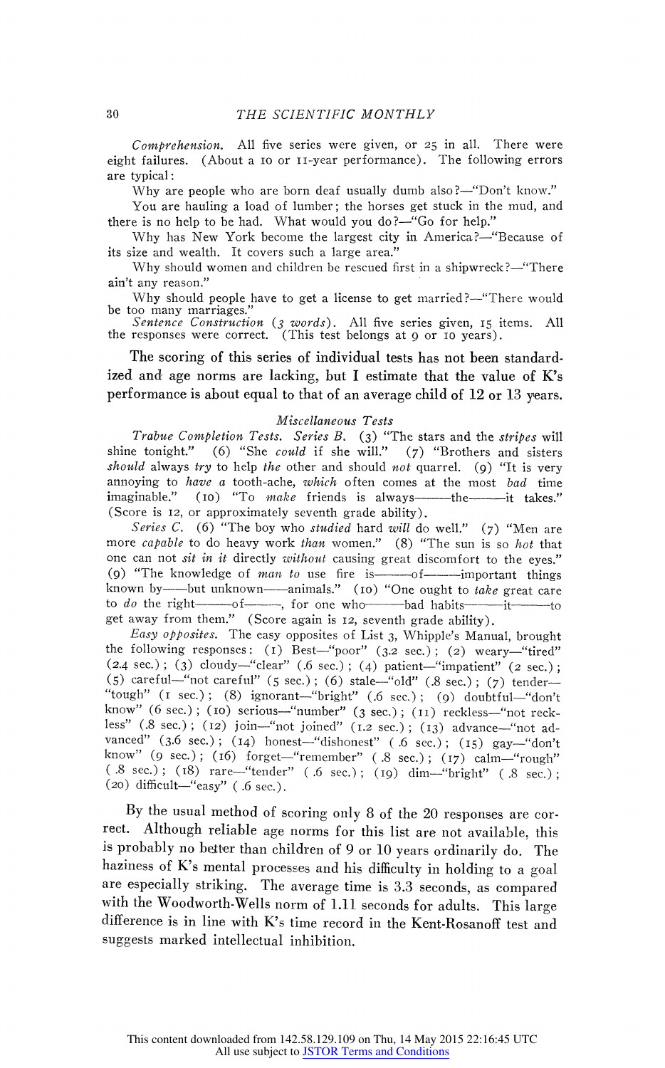*Comprehension.* All five series were given, or 25 in all. There were eight failures. (About a 10 or 11-year performance). The following errors are typical:

Why are people who are born deaf usually dumb also?—"Don't know."

You are hauling a load of lumber; the horses get stuck in the mud, and there is no help to be had. What would you do?—"Go for help."

Why has New York become the largest city in America?—"Because of its size and wealth. It covers such a large area."

Why should women and children be rescued first in a shipwreck?—"There ain't any reason."

Why should people have to get a license to get married?—"There would be too many marriages."

*Sentence Construction (3 words).* All five series given, 15 items. All the responses were correct. (This test belongs at 9 or 10 years).

The scoring of this series of individual tests has not been standardized and age norms are lacking, but I estimate that the value of K's performance is about equal to that of an average child of 12 or 13 years.

### *Miscellaneous Tests*

*Trabue Completion Tests. Series B.* (3) "The stars and the *stripes* will shine tonight." (6) "She *could* if she will." (7) "Brothers and sisters *should* always *try* to help *the* other and should *not* quarrel. (9) "It is very annoying to *have a* tooth-ache, *which* often comes at the most *bad* time imaginable." (10) "To *make* friends is always——the——it takes." (Score is 12, or approximately seventh grade ability).

*Series C.* (6) "The boy who *studied* hard *will* do well." (7) "Men are more *capable* to do heavy work *than* women." (8) "The sun is so *hot* that one can not *sit in it* directly *without* causing great discomfort to the eyes." (9) "The knowledge of *man to* use fire is——of——important things known by——but unknown——animals." (10) "One ought to *take* great care to *do* the right——of——, for one who——bad habits——it——to get away from them." (Score again is 12, seventh grade ability).

*Easy opposites.* The easy opposites of List 3, Whipple's Manual, brought the following responses: (1) Best—"poor" (3.2 sec.); (2) weary—"tired" (2.4 sec.); (3) cloudy—"clear" (.6 sec.); (4) patient—"impatient" (2 sec.); (5) careful—"not careful" (5 sec.); (6) stale—"old" (.8 sec.); (7) tender—"tough" (1 sec.); (8) ignorant—"bright" (.6 sec.); (9) doubtful—"don't know" (6 sec.); (10) serious—"number" (3 sec.); (11) reckless—"not reckless" (.8 sec.); (12) join—"not joined" (1.2 sec.); (13) advance—"not advanced" (3.6 sec.); (14) honest—"dishonest" (.6 sec.); (15) gay—"don't know" (9 sec.); (16) forget—"remember" (.8 sec.); (17) calm—"rough" (.8 sec.); (18) rare—"tender" (.6 sec.); (19) dim—"bright" (.8 sec.); (20) difficult—"easy" (.6 sec.).

By the usual method of scoring only 8 of the 20 responses are correct. Although reliable age norms for this list are not available, this is probably no better than children of 9 or 10 years ordinarily do. The haziness of K's mental processes and his difficulty in holding to a goal are especially striking. The average time is 3.3 seconds, as compared with the Woodworth-Wells norm of 1.11 seconds for adults. This large difference is in line with K's time record in the Kent-Rosanoff test and suggests marked intellectual inhibition.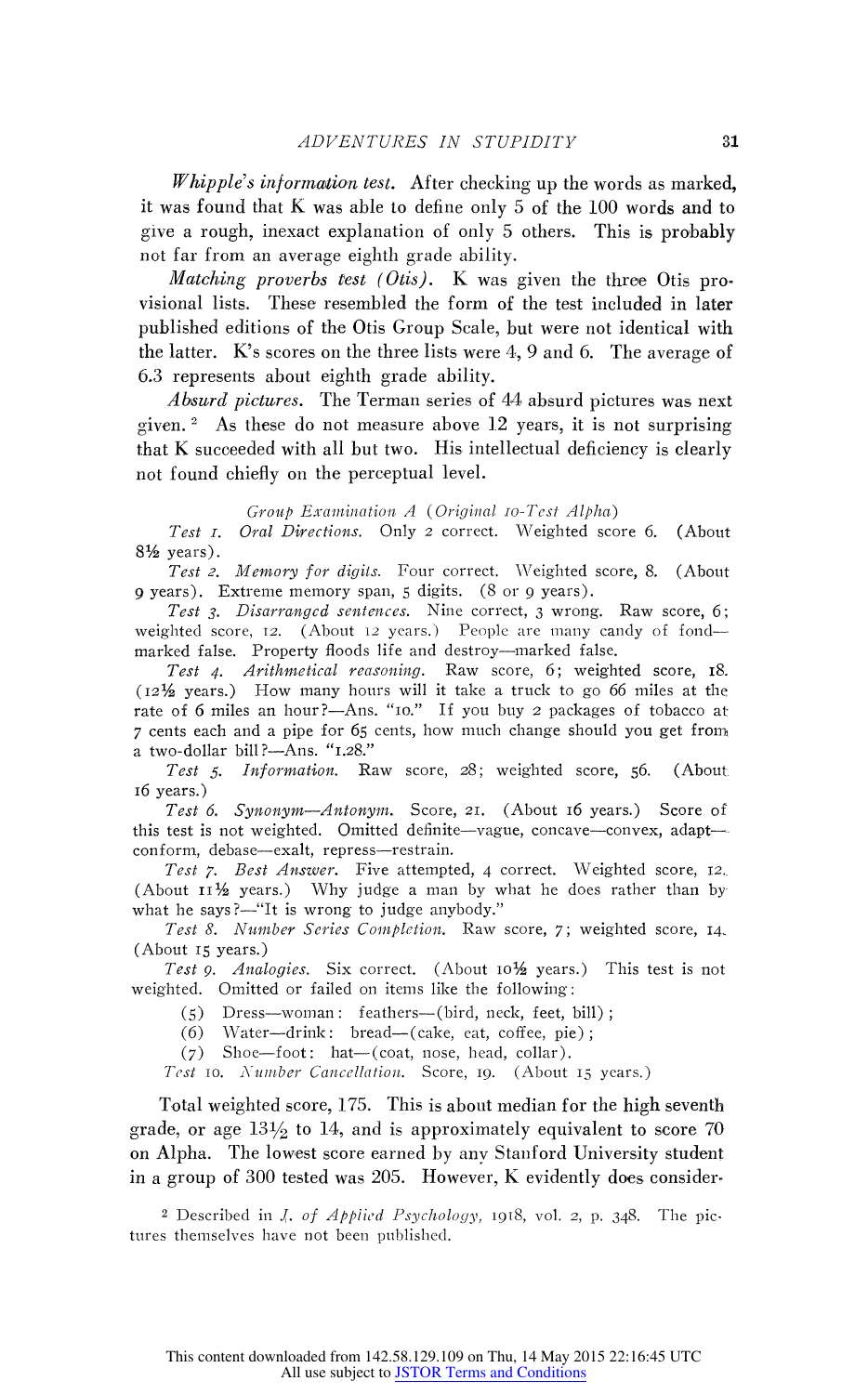*Whipple's information test.* After checking up the words as marked, it was found that K was able to define only 5 of the 100 words and to give a rough, inexact explanation of only 5 others. This is probably not far from an average eighth grade ability.

*Matching proverbs test (Otis).* K was given the three Otis provisional lists. These resembled the form of the test included in later published editions of the Otis Group Scale, but were not identical with the latter. K's scores on the three lists were 4, 9 and 6. The average of 6.3 represents about eighth grade ability.

*Absurd pictures.* The Terman series of 44 absurd pictures was next given.[2] As these do not measure above 12 years, it is not surprising that K succeeded with all but two. His intellectual deficiency is clearly not found chiefly on the perceptual level.

*Group Examination A (Original 10-Test Alpha)*

*Test 1. Oral Directions.* Only 2 correct. Weighted score 6. (About 8½ years).

*Test 2. Memory for digits.* Four correct. Weighted score, 8. (About 9 years). Extreme memory span, 5 digits. (8 or 9 years).

*Test 3. Disarranged sentences.* Nine correct, 3 wrong. Raw score, 6; weighted score, 12. (About 12 years.) People are many candy of fond—marked false. Property floods life and destroy—marked false.

*Test 4. Arithmetical reasoning.* Raw score, 6; weighted score, 18. (12½ years.) How many hours will it take a truck to go 66 miles at the rate of 6 miles an hour?—Ans. "10." If you buy 2 packages of tobacco at 7 cents each and a pipe for 65 cents, how much change should you get from a two-dollar bill?—Ans. "1.28."

*Test 5. Information.* Raw score, 28; weighted score, 56. (About 16 years.)

*Test 6. Synonym—Antonym.* Score, 21. (About 16 years.) Score of this test is not weighted. Omitted definite—vague, concave—convex, adapt—conform, debase—exalt, repress—restrain.

*Test 7. Best Answer.* Five attempted, 4 correct. Weighted score, 12. (About 11½ years.) Why judge a man by what he does rather than by what he says?—"It is wrong to judge anybody."

*Test 8. Number Series Completion.* Raw score, 7; weighted score, 14. (About 15 years.)

*Test 9. Analogies.* Six correct. (About 10½ years.) This test is not weighted. Omitted or failed on items like the following:

(5) Dress—woman: feathers—(bird, neck, feet, bill);
(6) Water—drink: bread—(cake, eat, coffee, pie);
(7) Shoe—foot: hat—(coat, nose, head, collar).

*Test 10. Number Cancellation.* Score, 19. (About 15 years.)

Total weighted score, 175. This is about median for the high seventh grade, or age 13½ to 14, and is approximately equivalent to score 70 on Alpha. The lowest score earned by any Stanford University student in a group of 300 tested was 205. However, K evidently does consider-

[2] Described in *J. of Applied Psychology*, 1918, vol. 2, p. 348. The pictures themselves have not been published.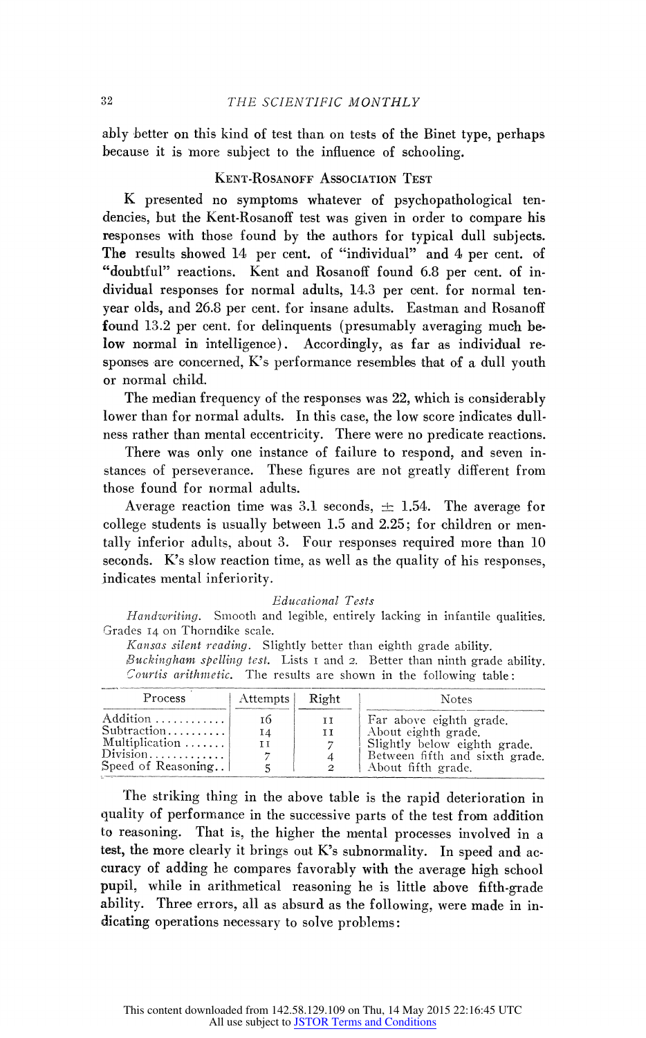ably better on this kind of test than on tests of the Binet type, perhaps because it is more subject to the influence of schooling.

## Kent-Rosanoff Association Test

K presented no symptoms whatever of psychopathological tendencies, but the Kent-Rosanoff test was given in order to compare his responses with those found by the authors for typical dull subjects. The results showed 14 per cent. of "individual" and 4 per cent. of "doubtful" reactions. Kent and Rosanoff found 6.8 per cent. of individual responses for normal adults, 14.3 per cent. for normal ten-year olds, and 26.8 per cent. for insane adults. Eastman and Rosanoff found 13.2 per cent. for delinquents (presumably averaging much below normal in intelligence). Accordingly, as far as individual responses are concerned, K's performance resembles that of a dull youth or normal child.

The median frequency of the responses was 22, which is considerably lower than for normal adults. In this case, the low score indicates dullness rather than mental eccentricity. There were no predicate reactions.

There was only one instance of failure to respond, and seven instances of perseverance. These figures are not greatly different from those found for normal adults.

Average reaction time was 3.1 seconds, $\pm$ 1.54. The average for college students is usually between 1.5 and 2.25; for children or mentally inferior adults, about 3. Four responses required more than 10 seconds. K's slow reaction time, as well as the quality of his responses, indicates mental inferiority.

### *Educational Tests*

*Handwriting.* Smooth and legible, entirely lacking in infantile qualities. Grades 14 on Thorndike scale.

*Kansas silent reading.* Slightly better than eighth grade ability.

*Buckingham spelling test.* Lists 1 and 2. Better than ninth grade ability.

*Courtis arithmetic.* The results are shown in the following table:

| Process | Attempts | Right | Notes |
|---|---|---|---|
| Addition | 16 | 11 | Far above eighth grade. |
| Subtraction | 14 | 11 | About eighth grade. |
| Multiplication | 11 | 7 | Slightly below eighth grade. |
| Division | 7 | 4 | Between fifth and sixth grade. |
| Speed of Reasoning | 5 | 2 | About fifth grade. |

The striking thing in the above table is the rapid deterioration in quality of performance in the successive parts of the test from addition to reasoning. That is, the higher the mental processes involved in a test, the more clearly it brings out K's subnormality. In speed and accuracy of adding he compares favorably with the average high school pupil, while in arithmetical reasoning he is little above fifth-grade ability. Three errors, all as absurd as the following, were made in indicating operations necessary to solve problems: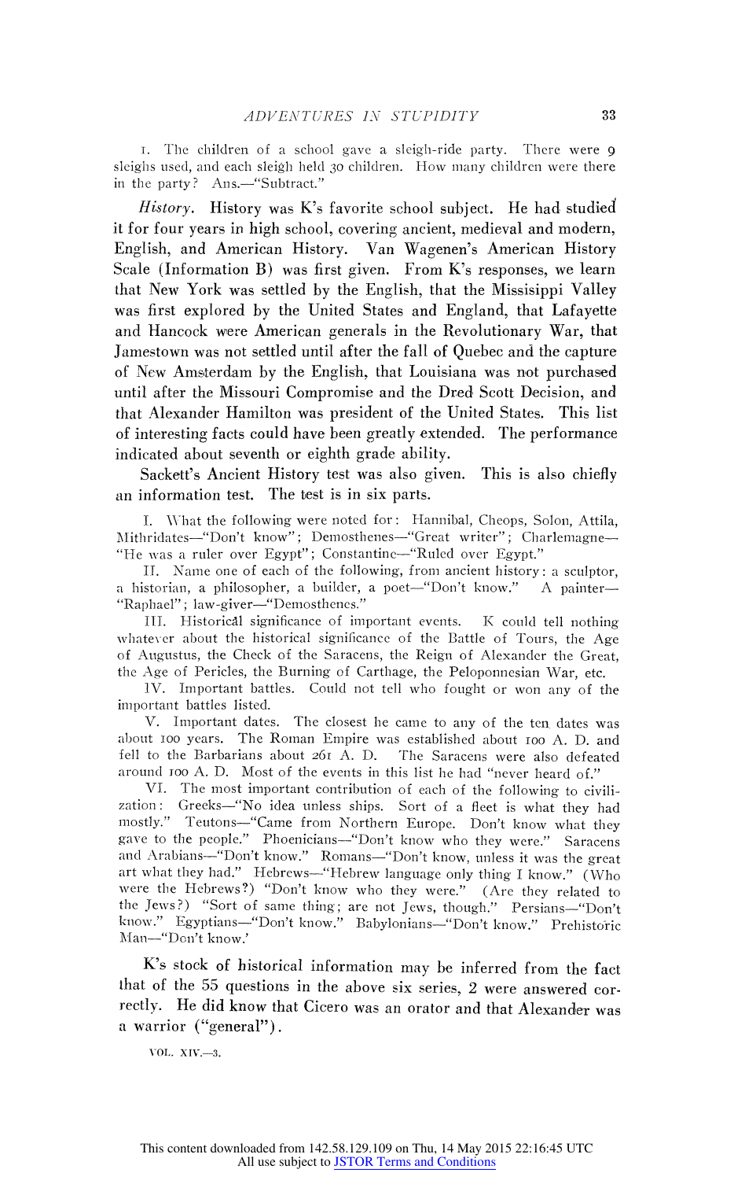1. The children of a school gave a sleigh-ride party. There were 9 sleighs used, and each sleigh held 30 children. How many children were there in the party? Ans.—"Subtract."

*History*. History was K's favorite school subject. He had studied it for four years in high school, covering ancient, medieval and modern, English, and American History. Van Wagenen's American History Scale (Information B) was first given. From K's responses, we learn that New York was settled by the English, that the Missisippi Valley was first explored by the United States and England, that Lafayette and Hancock were American generals in the Revolutionary War, that Jamestown was not settled until after the fall of Quebec and the capture of New Amsterdam by the English, that Louisiana was not purchased until after the Missouri Compromise and the Dred Scott Decision, and that Alexander Hamilton was president of the United States. This list of interesting facts could have been greatly extended. The performance indicated about seventh or eighth grade ability.

Sackett's Ancient History test was also given. This is also chiefly an information test. The test is in six parts.

I. What the following were noted for: Hannibal, Cheops, Solon, Attila, Mithridates—"Don't know"; Demosthenes—"Great writer"; Charlemagne—"He was a ruler over Egypt"; Constantine—"Ruled over Egypt."

II. Name one of each of the following, from ancient history: a sculptor, a historian, a philosopher, a builder, a poet—"Don't know." A painter—"Raphael"; law-giver—"Demosthenes."

III. Historical significance of important events. K could tell nothing whatever about the historical significance of the Battle of Tours, the Age of Augustus, the Check of the Saracens, the Reign of Alexander the Great, the Age of Pericles, the Burning of Carthage, the Peloponnesian War, etc.

IV. Important battles. Could not tell who fought or won any of the important battles listed.

V. Important dates. The closest he came to any of the ten dates was about 100 years. The Roman Empire was established about 100 A. D. and fell to the Barbarians about 261 A. D. The Saracens were also defeated around 100 A. D. Most of the events in this list he had "never heard of."

VI. The most important contribution of each of the following to civilization: Greeks—"No idea unless ships. Sort of a fleet is what they had mostly." Teutons—"Came from Northern Europe. Don't know what they gave to the people." Phoenicians—"Don't know who they were." Saracens and Arabians—"Don't know." Romans—"Don't know, unless it was the great art what they had." Hebrews—"Hebrew language only thing I know." (Who were the Hebrews?) "Don't know who they were." (Are they related to the Jews?) "Sort of same thing; are not Jews, though." Persians—"Don't know." Egyptians—"Don't know." Babylonians—"Don't know." Prehistoric Man—"Don't know.'

K's stock of historical information may be inferred from the fact that of the 55 questions in the above six series, 2 were answered correctly. He did know that Cicero was an orator and that Alexander was a warrior ("general").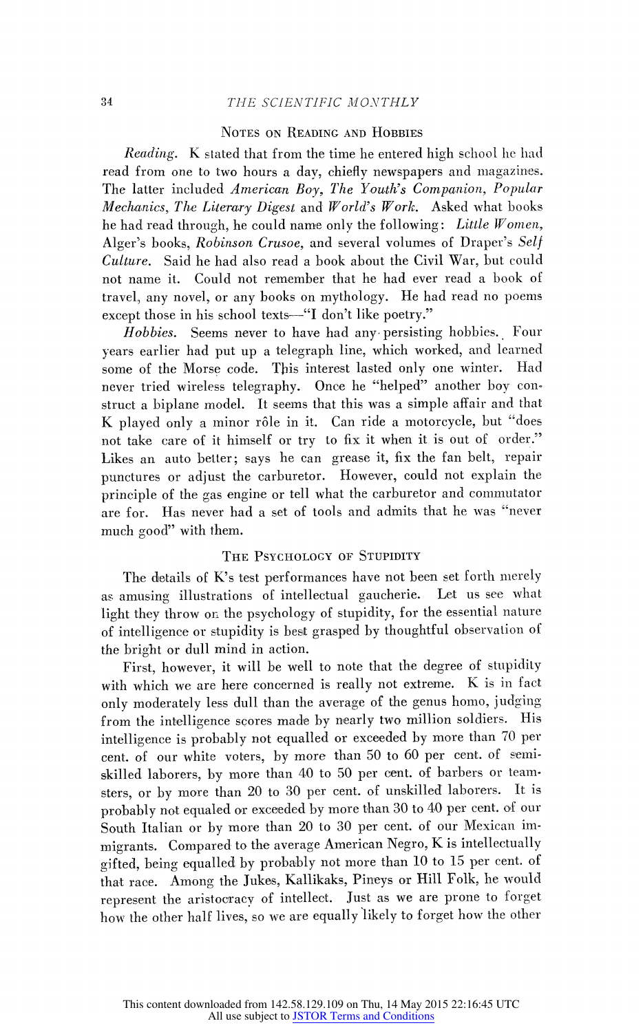### Notes on Reading and Hobbies

*Reading.* K stated that from the time he entered high school he had read from one to two hours a day, chiefly newspapers and magazines. The latter included *American Boy*, *The Youth's Companion*, *Popular Mechanics*, *The Literary Digest* and *World's Work*. Asked what books he had read through, he could name only the following: *Little Women*, Alger's books, *Robinson Crusoe*, and several volumes of Draper's *Self Culture*. Said he had also read a book about the Civil War, but could not name it. Could not remember that he had ever read a book of travel, any novel, or any books on mythology. He had read no poems except those in his school texts—"I don't like poetry."

*Hobbies.* Seems never to have had any persisting hobbies. Four years earlier had put up a telegraph line, which worked, and learned some of the Morse code. This interest lasted only one winter. Had never tried wireless telegraphy. Once he "helped" another boy construct a biplane model. It seems that this was a simple affair and that K played only a minor rôle in it. Can ride a motorcycle, but "does not take care of it himself or try to fix it when it is out of order." Likes an auto better; says he can grease it, fix the fan belt, repair punctures or adjust the carburetor. However, could not explain the principle of the gas engine or tell what the carburetor and commutator are for. Has never had a set of tools and admits that he was "never much good" with them.

### The Psychology of Stupidity

The details of K's test performances have not been set forth merely as amusing illustrations of intellectual gaucherie. Let us see what light they throw on the psychology of stupidity, for the essential nature of intelligence or stupidity is best grasped by thoughtful observation of the bright or dull mind in action.

First, however, it will be well to note that the degree of stupidity with which we are here concerned is really not extreme. K is in fact only moderately less dull than the average of the genus homo, judging from the intelligence scores made by nearly two million soldiers. His intelligence is probably not equalled or exceeded by more than 70 per cent. of our white voters, by more than 50 to 60 per cent. of semi-skilled laborers, by more than 40 to 50 per cent. of barbers or teamsters, or by more than 20 to 30 per cent. of unskilled laborers. It is probably not equaled or exceeded by more than 30 to 40 per cent. of our South Italian or by more than 20 to 30 per cent. of our Mexican immigrants. Compared to the average American Negro, K is intellectually gifted, being equalled by probably not more than 10 to 15 per cent. of that race. Among the Jukes, Kallikaks, Pineys or Hill Folk, he would represent the aristocracy of intellect. Just as we are prone to forget how the other half lives, so we are equally likely to forget how the other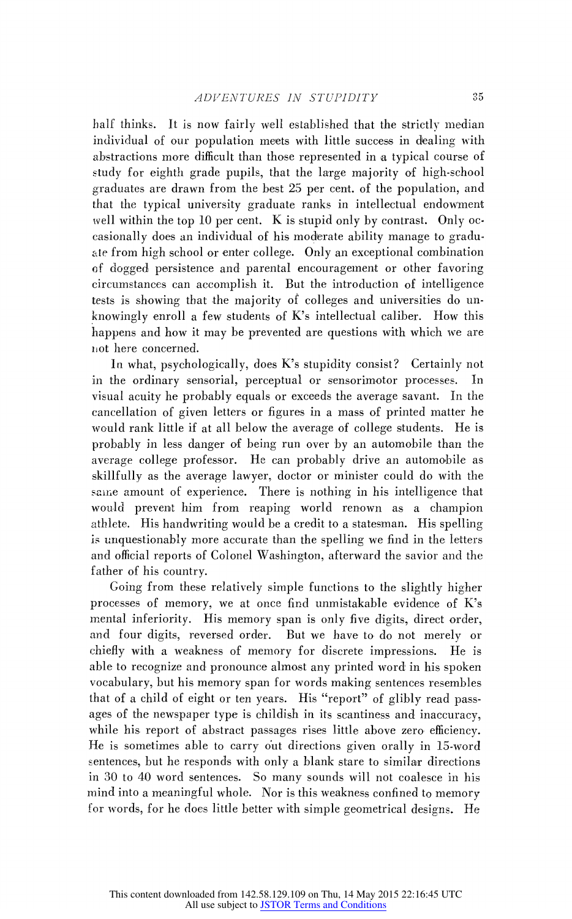half thinks. It is now fairly well established that the strictly median individual of our population meets with little success in dealing with abstractions more difficult than those represented in a typical course of study for eighth grade pupils, that the large majority of high-school graduates are drawn from the best 25 per cent. of the population, and that the typical university graduate ranks in intellectual endowment well within the top 10 per cent. K is stupid only by contrast. Only occasionally does an individual of his moderate ability manage to graduate from high school or enter college. Only an exceptional combination of dogged persistence and parental encouragement or other favoring circumstances can accomplish it. But the introduction of intelligence tests is showing that the majority of colleges and universities do unknowingly enroll a few students of K's intellectual caliber. How this happens and how it may be prevented are questions with which we are not here concerned.

In what, psychologically, does K's stupidity consist? Certainly not in the ordinary sensorial, perceptual or sensorimotor processes. In visual acuity he probably equals or exceeds the average savant. In the cancellation of given letters or figures in a mass of printed matter he would rank little if at all below the average of college students. He is probably in less danger of being run over by an automobile than the average college professor. He can probably drive an automobile as skillfully as the average lawyer, doctor or minister could do with the same amount of experience. There is nothing in his intelligence that would prevent him from reaping world renown as a champion athlete. His handwriting would be a credit to a statesman. His spelling is unquestionably more accurate than the spelling we find in the letters and official reports of Colonel Washington, afterward the savior and the father of his country.

Going from these relatively simple functions to the slightly higher processes of memory, we at once find unmistakable evidence of K's mental inferiority. His memory span is only five digits, direct order, and four digits, reversed order. But we have to do not merely or chiefly with a weakness of memory for discrete impressions. He is able to recognize and pronounce almost any printed word in his spoken vocabulary, but his memory span for words making sentences resembles that of a child of eight or ten years. His "report" of glibly read passages of the newspaper type is childish in its scantiness and inaccuracy, while his report of abstract passages rises little above zero efficiency. He is sometimes able to carry out directions given orally in 15-word sentences, but he responds with only a blank stare to similar directions in 30 to 40 word sentences. So many sounds will not coalesce in his mind into a meaningful whole. Nor is this weakness confined to memory for words, for he does little better with simple geometrical designs. He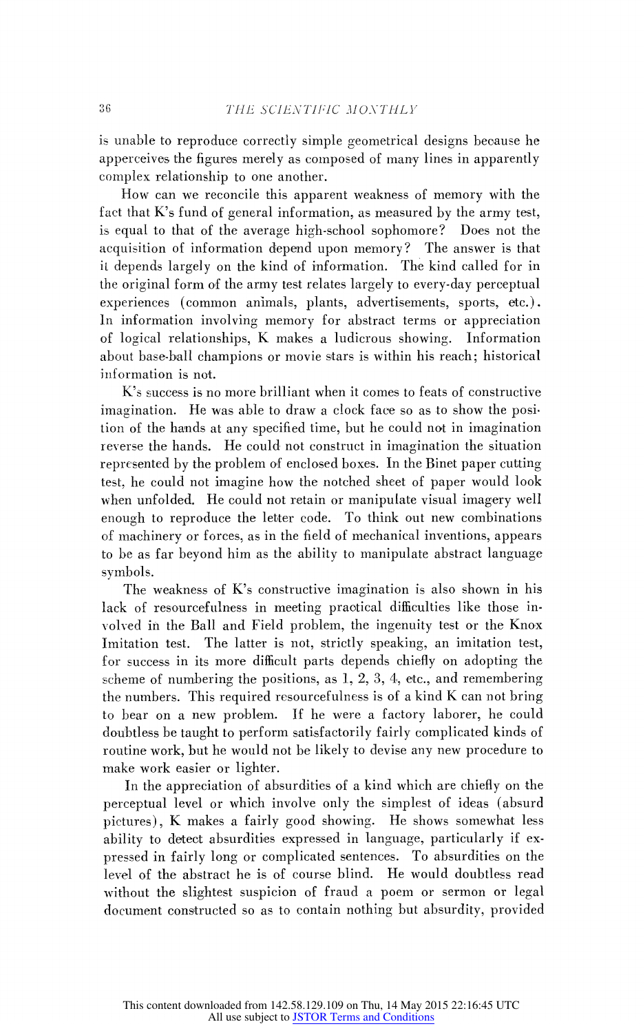is unable to reproduce correctly simple geometrical designs because he apperceives the figures merely as composed of many lines in apparently complex relationship to one another.

How can we reconcile this apparent weakness of memory with the fact that K's fund of general information, as measured by the army test, is equal to that of the average high-school sophomore? Does not the acquisition of information depend upon memory? The answer is that it depends largely on the kind of information. The kind called for in the original form of the army test relates largely to every-day perceptual experiences (common animals, plants, advertisements, sports, etc.). In information involving memory for abstract terms or appreciation of logical relationships, K makes a ludicrous showing. Information about base-ball champions or movie stars is within his reach; historical information is not.

K's success is no more brilliant when it comes to feats of constructive imagination. He was able to draw a clock face so as to show the position of the hands at any specified time, but he could not in imagination reverse the hands. He could not construct in imagination the situation represented by the problem of enclosed boxes. In the Binet paper cutting test, he could not imagine how the notched sheet of paper would look when unfolded. He could not retain or manipulate visual imagery well enough to reproduce the letter code. To think out new combinations of machinery or forces, as in the field of mechanical inventions, appears to be as far beyond him as the ability to manipulate abstract language symbols.

The weakness of K's constructive imagination is also shown in his lack of resourcefulness in meeting practical difficulties like those involved in the Ball and Field problem, the ingenuity test or the Knox Imitation test. The latter is not, strictly speaking, an imitation test, for success in its more difficult parts depends chiefly on adopting the scheme of numbering the positions, as 1, 2, 3, 4, etc., and remembering the numbers. This required resourcefulness is of a kind K can not bring to bear on a new problem. If he were a factory laborer, he could doubtless be taught to perform satisfactorily fairly complicated kinds of routine work, but he would not be likely to devise any new procedure to make work easier or lighter.

In the appreciation of absurdities of a kind which are chiefly on the perceptual level or which involve only the simplest of ideas (absurd pictures), K makes a fairly good showing. He shows somewhat less ability to detect absurdities expressed in language, particularly if expressed in fairly long or complicated sentences. To absurdities on the level of the abstract he is of course blind. He would doubtless read without the slightest suspicion of fraud a poem or sermon or legal document constructed so as to contain nothing but absurdity, provided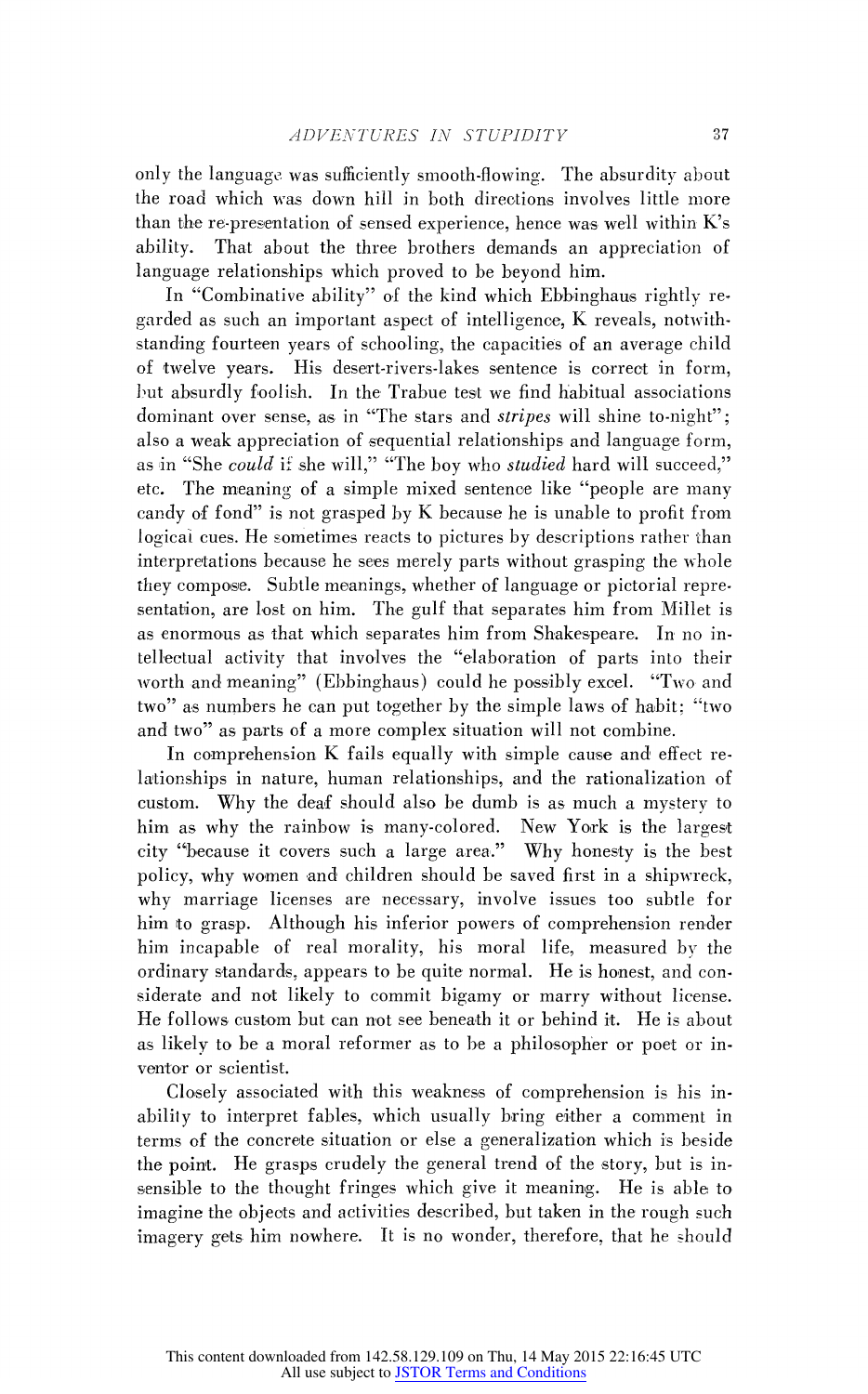only the language was sufficiently smooth-flowing. The absurdity about the road which was down hill in both directions involves little more than the re-presentation of sensed experience, hence was well within K's ability. That about the three brothers demands an appreciation of language relationships which proved to be beyond him.

In "Combinative ability" of the kind which Ebbinghaus rightly regarded as such an important aspect of intelligence, K reveals, notwithstanding fourteen years of schooling, the capacities of an average child of twelve years. His desert-rivers-lakes sentence is correct in form, but absurdly foolish. In the Trabue test we find habitual associations dominant over sense, as in "The stars and *stripes* will shine to-night"; also a weak appreciation of sequential relationships and language form, as in "She *could* if she will," "The boy who *studied* hard will succeed," etc. The meaning of a simple mixed sentence like "people are many candy of fond" is not grasped by K because he is unable to profit from logical cues. He sometimes reacts to pictures by descriptions rather than interpretations because he sees merely parts without grasping the whole they compose. Subtle meanings, whether of language or pictorial representation, are lost on him. The gulf that separates him from Millet is as enormous as that which separates him from Shakespeare. In no intellectual activity that involves the "elaboration of parts into their worth and meaning" (Ebbinghaus) could he possibly excel. "Two and two" as numbers he can put together by the simple laws of habit; "two and two" as parts of a more complex situation will not combine.

In comprehension K fails equally with simple cause and effect relationships in nature, human relationships, and the rationalization of custom. Why the deaf should also be dumb is as much a mystery to him as why the rainbow is many-colored. New York is the largest city "because it covers such a large area." Why honesty is the best policy, why women and children should be saved first in a shipwreck, why marriage licenses are necessary, involve issues too subtle for him to grasp. Although his inferior powers of comprehension render him incapable of real morality, his moral life, measured by the ordinary standards, appears to be quite normal. He is honest, and considerate and not likely to commit bigamy or marry without license. He follows custom but can not see beneath it or behind it. He is about as likely to be a moral reformer as to be a philosopher or poet or inventor or scientist.

Closely associated with this weakness of comprehension is his inability to interpret fables, which usually bring either a comment in terms of the concrete situation or else a generalization which is beside the point. He grasps crudely the general trend of the story, but is insensible to the thought fringes which give it meaning. He is able to imagine the objects and activities described, but taken in the rough such imagery gets him nowhere. It is no wonder, therefore, that he should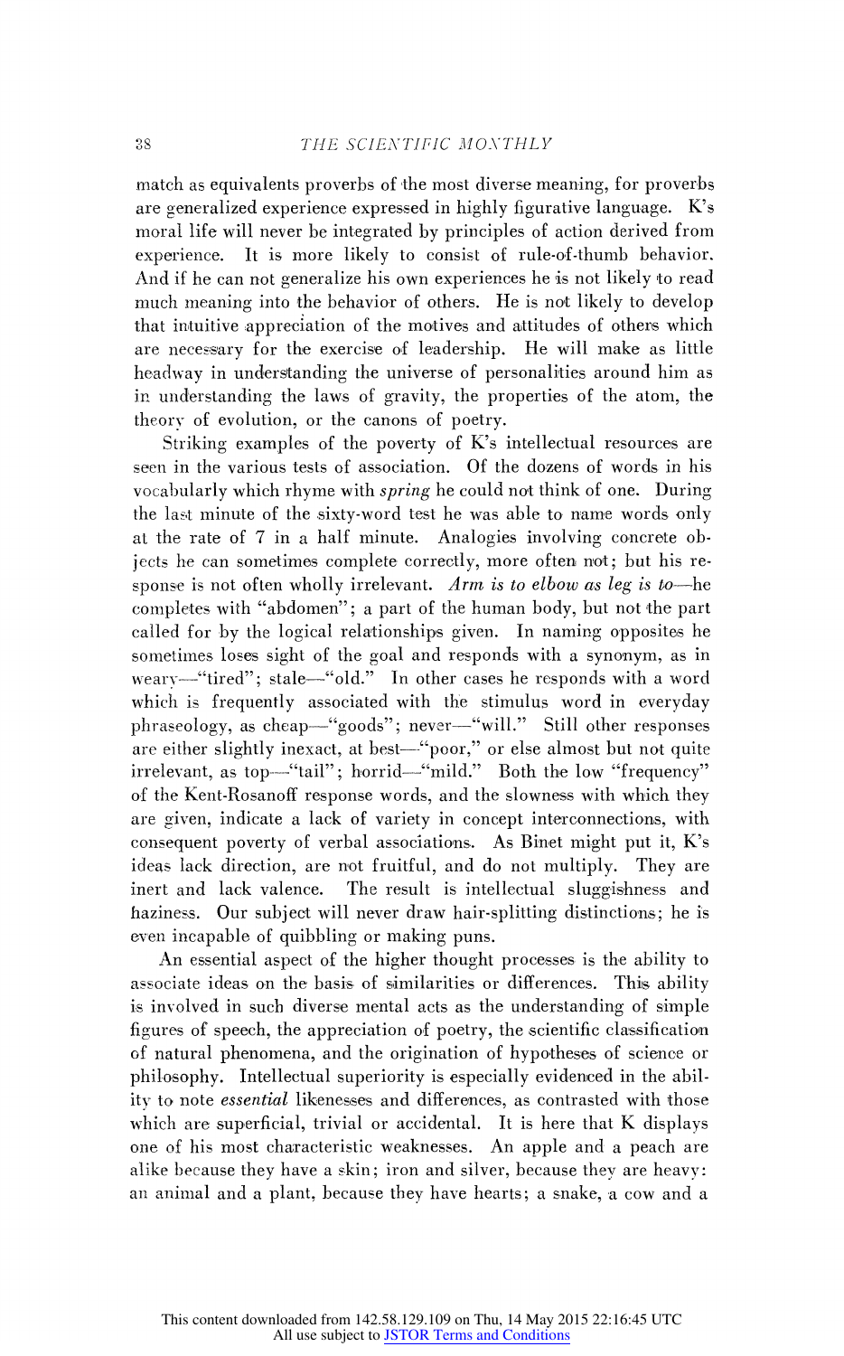match as equivalents proverbs of the most diverse meaning, for proverbs are generalized experience expressed in highly figurative language. K's moral life will never be integrated by principles of action derived from experience. It is more likely to consist of rule-of-thumb behavior. And if he can not generalize his own experiences he is not likely to read much meaning into the behavior of others. He is not likely to develop that intuitive appreciation of the motives and attitudes of others which are necessary for the exercise of leadership. He will make as little headway in understanding the universe of personalities around him as in understanding the laws of gravity, the properties of the atom, the theory of evolution, or the canons of poetry.

Striking examples of the poverty of K's intellectual resources are seen in the various tests of association. Of the dozens of words in his vocabularly which rhyme with *spring* he could not think of one. During the last minute of the sixty-word test he was able to name words only at the rate of 7 in a half minute. Analogies involving concrete objects he can sometimes complete correctly, more often not; but his response is not often wholly irrelevant. *Arm is to elbow as leg is to*—he completes with "abdomen"; a part of the human body, but not the part called for by the logical relationships given. In naming opposites he sometimes loses sight of the goal and responds with a synonym, as in weary—"tired"; stale—"old." In other cases he responds with a word which is frequently associated with the stimulus word in everyday phraseology, as cheap—"goods"; never—"will." Still other responses are either slightly inexact, at best—"poor," or else almost but not quite irrelevant, as top—"tail"; horrid—"mild." Both the low "frequency" of the Kent-Rosanoff response words, and the slowness with which they are given, indicate a lack of variety in concept interconnections, with consequent poverty of verbal associations. As Binet might put it, K's ideas lack direction, are not fruitful, and do not multiply. They are inert and lack valence. The result is intellectual sluggishness and haziness. Our subject will never draw hair-splitting distinctions; he is even incapable of quibbling or making puns.

An essential aspect of the higher thought processes is the ability to associate ideas on the basis of similarities or differences. This ability is involved in such diverse mental acts as the understanding of simple figures of speech, the appreciation of poetry, the scientific classification of natural phenomena, and the origination of hypotheses of science or philosophy. Intellectual superiority is especially evidenced in the ability to note *essential* likenesses and differences, as contrasted with those which are superficial, trivial or accidental. It is here that K displays one of his most characteristic weaknesses. An apple and a peach are alike because they have a skin; iron and silver, because they are heavy: an animal and a plant, because they have hearts; a snake, a cow and a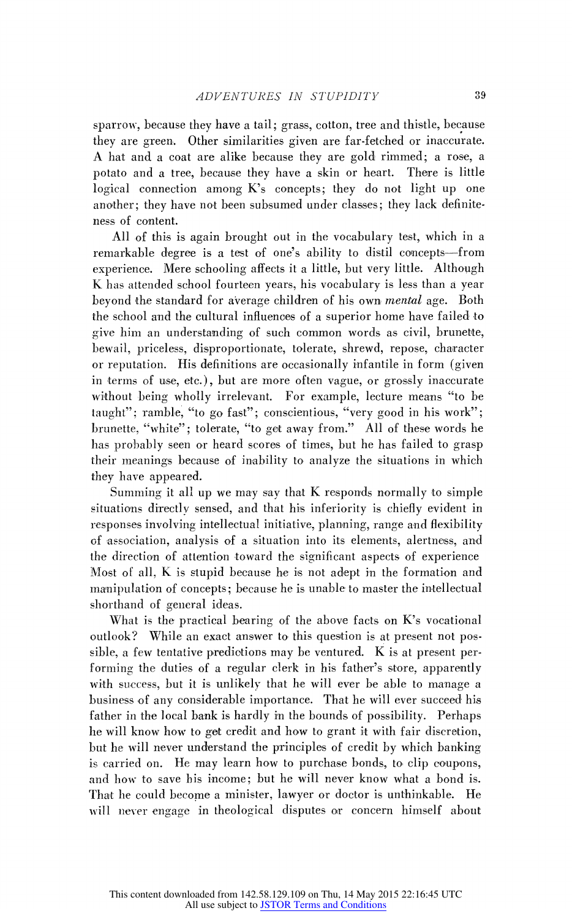sparrow, because they have a tail; grass, cotton, tree and thistle, because they are green. Other similarities given are far-fetched or inaccurate. A hat and a coat are alike because they are gold rimmed; a rose, a potato and a tree, because they have a skin or heart. There is little logical connection among K's concepts; they do not light up one another; they have not been subsumed under classes; they lack definiteness of content.

All of this is again brought out in the vocabulary test, which in a remarkable degree is a test of one's ability to distil concepts—from experience. Mere schooling affects it a little, but very little. Although K has attended school fourteen years, his vocabulary is less than a year beyond the standard for average children of his own *mental* age. Both the school and the cultural influences of a superior home have failed to give him an understanding of such common words as civil, brunette, bewail, priceless, disproportionate, tolerate, shrewd, repose, character or reputation. His definitions are occasionally infantile in form (given in terms of use, etc.), but are more often vague, or grossly inaccurate without being wholly irrelevant. For example, lecture means "to be taught"; ramble, "to go fast"; conscientious, "very good in his work"; brunette, "white"; tolerate, "to get away from." All of these words he has probably seen or heard scores of times, but he has failed to grasp their meanings because of inability to analyze the situations in which they have appeared.

Summing it all up we may say that K responds normally to simple situations directly sensed, and that his inferiority is chiefly evident in responses involving intellectual initiative, planning, range and flexibility of association, analysis of a situation into its elements, alertness, and the direction of attention toward the significant aspects of experience Most of all, K is stupid because he is not adept in the formation and manipulation of concepts; because he is unable to master the intellectual shorthand of general ideas.

What is the practical bearing of the above facts on K's vocational outlook? While an exact answer to this question is at present not possible, a few tentative predictions may be ventured. K is at present performing the duties of a regular clerk in his father's store, apparently with success, but it is unlikely that he will ever be able to manage a business of any considerable importance. That he will ever succeed his father in the local bank is hardly in the bounds of possibility. Perhaps he will know how to get credit and how to grant it with fair discretion, but he will never understand the principles of credit by which banking is carried on. He may learn how to purchase bonds, to clip coupons, and how to save his income; but he will never know what a bond is. That he could become a minister, lawyer or doctor is unthinkable. He will never engage in theological disputes or concern himself about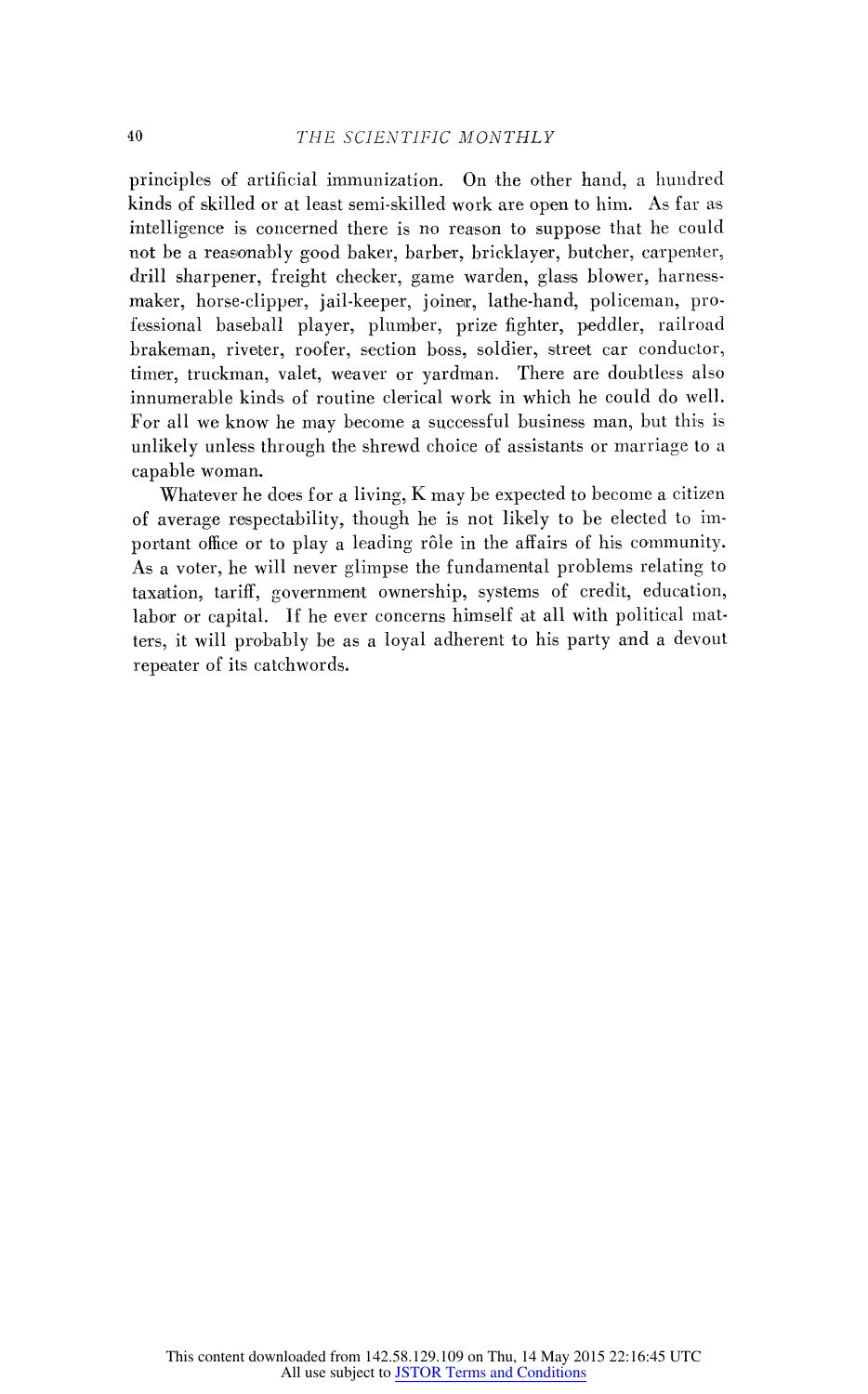principles of artificial immunization. On the other hand, a hundred kinds of skilled or at least semi-skilled work are open to him. As far as intelligence is concerned there is no reason to suppose that he could not be a reasonably good baker, barber, bricklayer, butcher, carpenter, drill sharpener, freight checker, game warden, glass blower, harness-maker, horse-clipper, jail-keeper, joiner, lathe-hand, policeman, professional baseball player, plumber, prize fighter, peddler, railroad brakeman, riveter, roofer, section boss, soldier, street car conductor, timer, truckman, valet, weaver or yardman. There are doubtless also innumerable kinds of routine clerical work in which he could do well. For all we know he may become a successful business man, but this is unlikely unless through the shrewd choice of assistants or marriage to a capable woman.

Whatever he does for a living, K may be expected to become a citizen of average respectability, though he is not likely to be elected to important office or to play a leading rôle in the affairs of his community. As a voter, he will never glimpse the fundamental problems relating to taxation, tariff, government ownership, systems of credit, education, labor or capital. If he ever concerns himself at all with political matters, it will probably be as a loyal adherent to his party and a devout repeater of its catchwords.